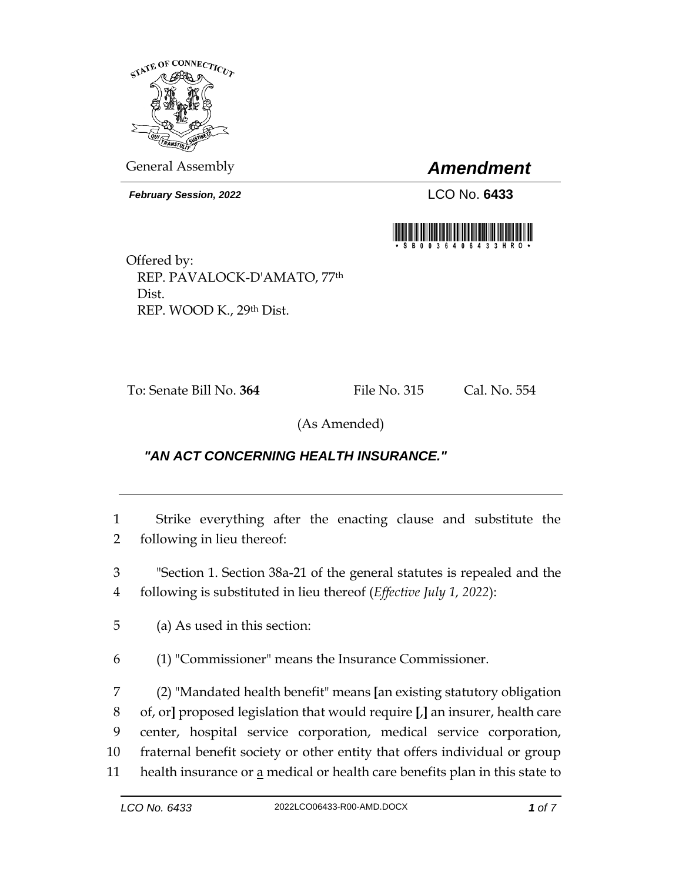General Assembly

# *Amendment*

***February Session, 2022***

LCO No. **6433**

\*SB00364206433HRO\*

Offered by:
REP. PAVALOCK-D'AMATO, 77th Dist.
REP. WOOD K., 29th Dist.

To: Senate Bill No. **364** File No. 315 Cal. No. 554

(As Amended)

***"AN ACT CONCERNING HEALTH INSURANCE."***

---

1 Strike everything after the enacting clause and substitute the
2 following in lieu thereof:

3 "Section 1. Section 38a-21 of the general statutes is repealed and the
4 following is substituted in lieu thereof (*Effective July 1, 2022*):

5 (a) As used in this section:

6 (1) "Commissioner" means the Insurance Commissioner.

7 (2) "Mandated health benefit" means **[**an existing statutory obligation
8 of, or**]** proposed legislation that would require **[**,**]** an insurer, health care
9 center, hospital service corporation, medical service corporation,
10 fraternal benefit society or other entity that offers individual or group
11 health insurance or <u>a</u> medical or health care benefits plan in this state to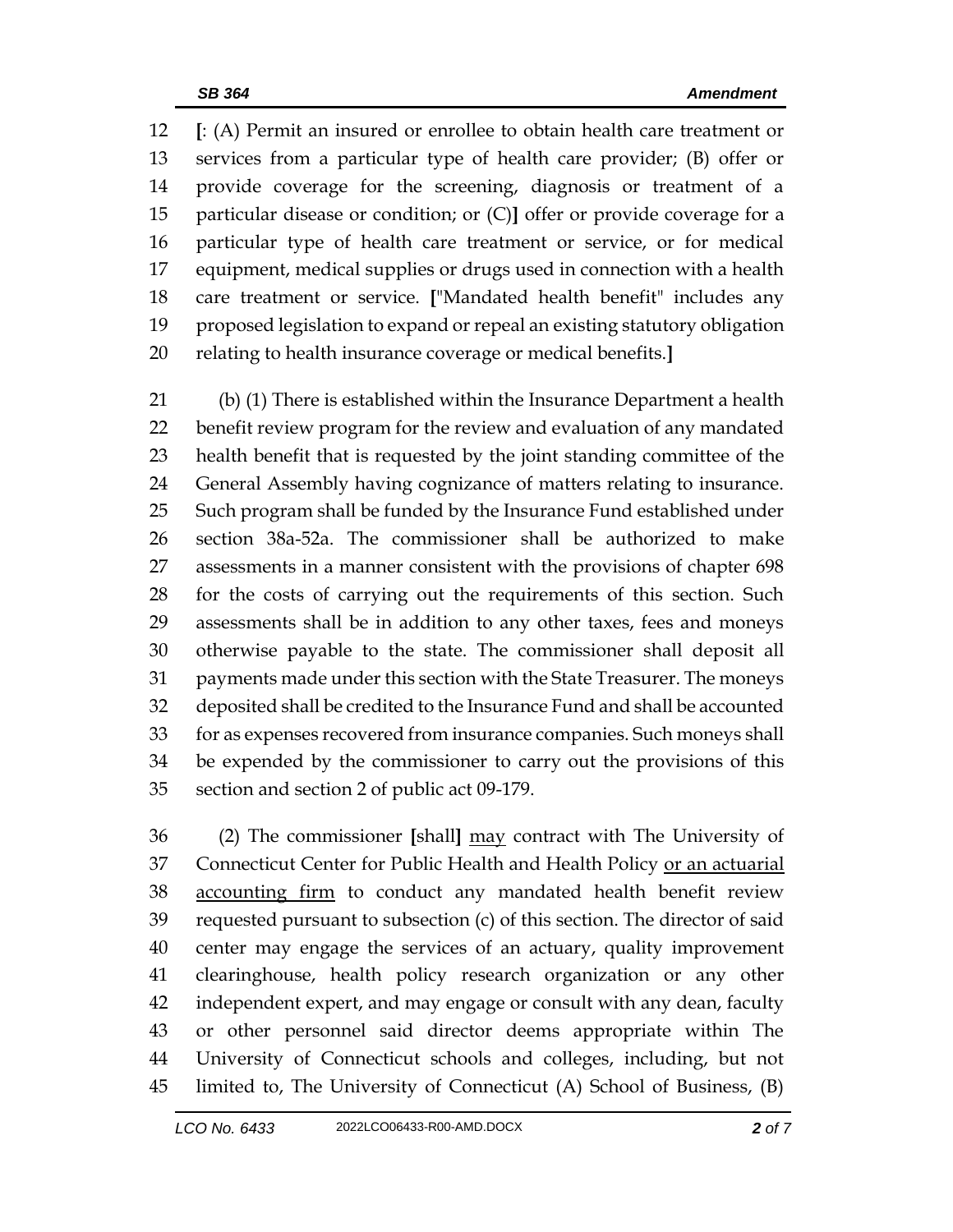[: (A) Permit an insured or enrollee to obtain health care treatment or services from a particular type of health care provider; (B) offer or provide coverage for the screening, diagnosis or treatment of a particular disease or condition; or (C)] offer or provide coverage for a particular type of health care treatment or service, or for medical equipment, medical supplies or drugs used in connection with a health care treatment or service. ["Mandated health benefit" includes any proposed legislation to expand or repeal an existing statutory obligation relating to health insurance coverage or medical benefits.]

(b) (1) There is established within the Insurance Department a health benefit review program for the review and evaluation of any mandated health benefit that is requested by the joint standing committee of the General Assembly having cognizance of matters relating to insurance. Such program shall be funded by the Insurance Fund established under section 38a-52a. The commissioner shall be authorized to make assessments in a manner consistent with the provisions of chapter 698 for the costs of carrying out the requirements of this section. Such assessments shall be in addition to any other taxes, fees and moneys otherwise payable to the state. The commissioner shall deposit all payments made under this section with the State Treasurer. The moneys deposited shall be credited to the Insurance Fund and shall be accounted for as expenses recovered from insurance companies. Such moneys shall be expended by the commissioner to carry out the provisions of this section and section 2 of public act 09-179.

(2) The commissioner [shall] <u>may</u> contract with The University of Connecticut Center for Public Health and Health Policy <u>or an actuarial accounting firm</u> to conduct any mandated health benefit review requested pursuant to subsection (c) of this section. The director of said center may engage the services of an actuary, quality improvement clearinghouse, health policy research organization or any other independent expert, and may engage or consult with any dean, faculty or other personnel said director deems appropriate within The University of Connecticut schools and colleges, including, but not limited to, The University of Connecticut (A) School of Business, (B)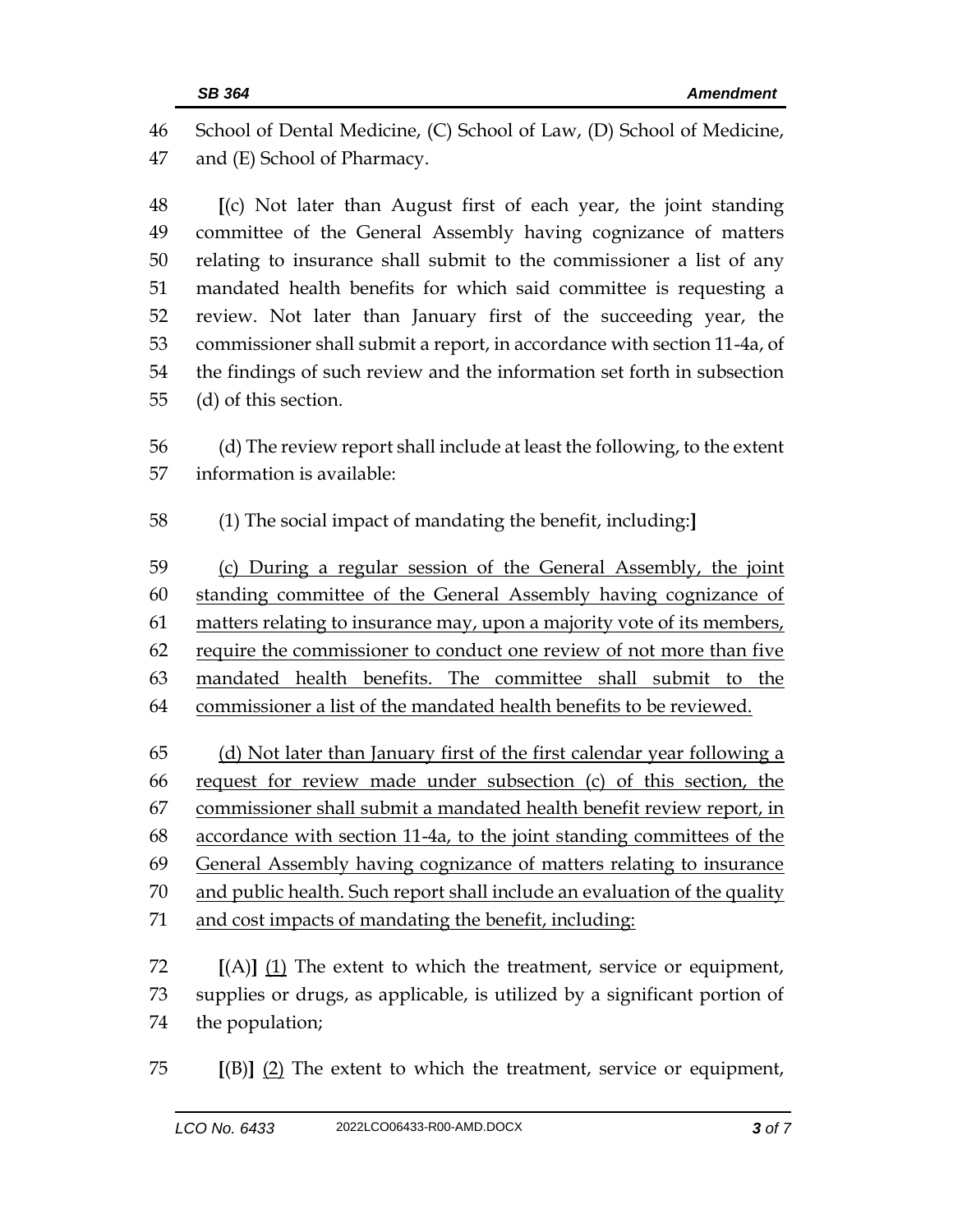School of Dental Medicine, (C) School of Law, (D) School of Medicine, and (E) School of Pharmacy.

[(c) Not later than August first of each year, the joint standing committee of the General Assembly having cognizance of matters relating to insurance shall submit to the commissioner a list of any mandated health benefits for which said committee is requesting a review. Not later than January first of the succeeding year, the commissioner shall submit a report, in accordance with section 11-4a, of the findings of such review and the information set forth in subsection (d) of this section.

(d) The review report shall include at least the following, to the extent information is available:

(1) The social impact of mandating the benefit, including:]

<u>(c) During a regular session of the General Assembly, the joint standing committee of the General Assembly having cognizance of matters relating to insurance may, upon a majority vote of its members, require the commissioner to conduct one review of not more than five mandated health benefits. The committee shall submit to the commissioner a list of the mandated health benefits to be reviewed.</u>

<u>(d) Not later than January first of the first calendar year following a request for review made under subsection (c) of this section, the commissioner shall submit a mandated health benefit review report, in accordance with section 11-4a, to the joint standing committees of the General Assembly having cognizance of matters relating to insurance and public health. Such report shall include an evaluation of the quality and cost impacts of mandating the benefit, including:</u>

[(A)] <u>(1)</u> The extent to which the treatment, service or equipment, supplies or drugs, as applicable, is utilized by a significant portion of the population;

[(B)] <u>(2)</u> The extent to which the treatment, service or equipment,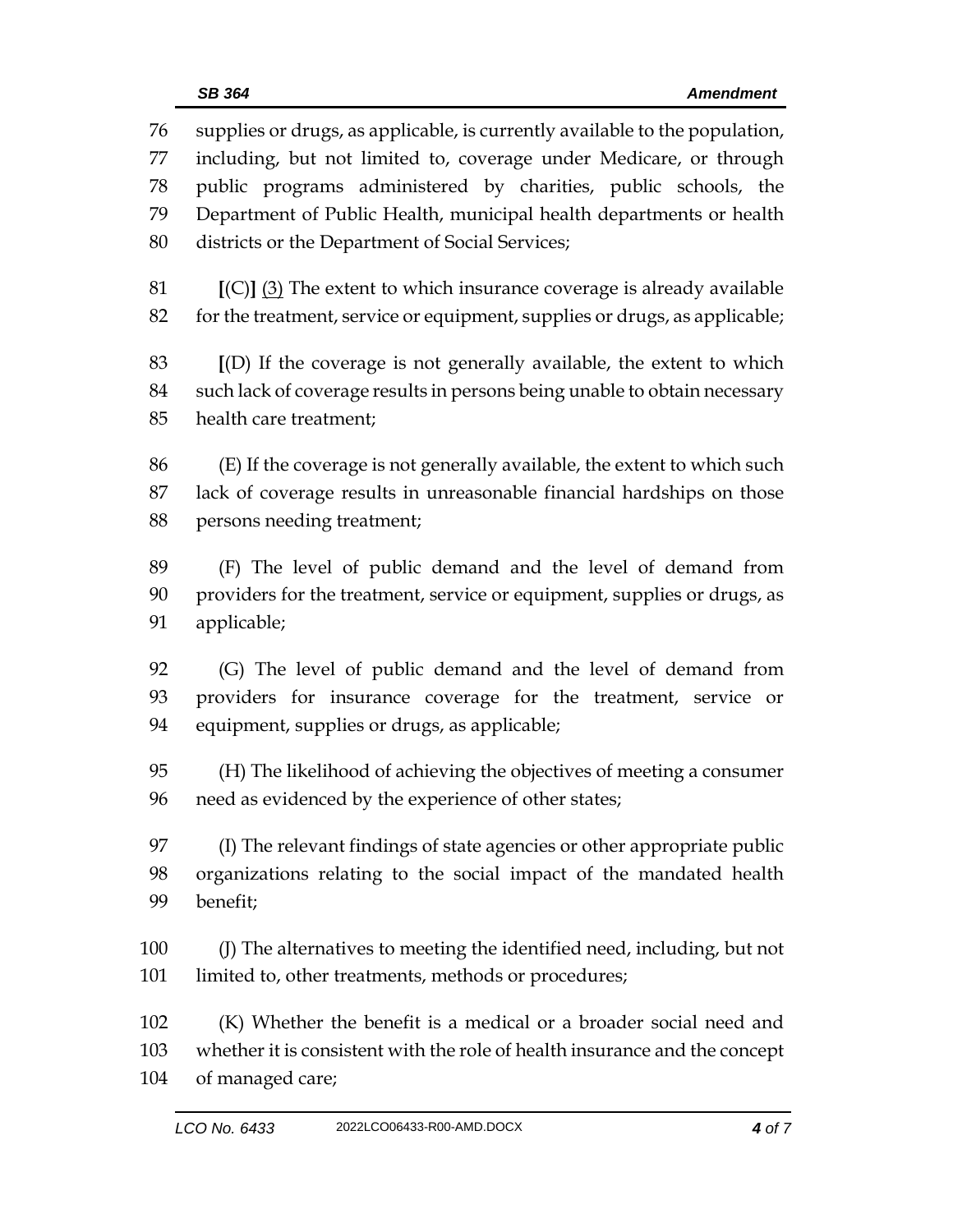supplies or drugs, as applicable, is currently available to the population, including, but not limited to, coverage under Medicare, or through public programs administered by charities, public schools, the Department of Public Health, municipal health departments or health districts or the Department of Social Services;

[(C)] <u>(3)</u> The extent to which insurance coverage is already available for the treatment, service or equipment, supplies or drugs, as applicable;

[(D) If the coverage is not generally available, the extent to which such lack of coverage results in persons being unable to obtain necessary health care treatment;

(E) If the coverage is not generally available, the extent to which such lack of coverage results in unreasonable financial hardships on those persons needing treatment;

(F) The level of public demand and the level of demand from providers for the treatment, service or equipment, supplies or drugs, as applicable;

(G) The level of public demand and the level of demand from providers for insurance coverage for the treatment, service or equipment, supplies or drugs, as applicable;

(H) The likelihood of achieving the objectives of meeting a consumer need as evidenced by the experience of other states;

(I) The relevant findings of state agencies or other appropriate public organizations relating to the social impact of the mandated health benefit;

(J) The alternatives to meeting the identified need, including, but not limited to, other treatments, methods or procedures;

(K) Whether the benefit is a medical or a broader social need and whether it is consistent with the role of health insurance and the concept of managed care;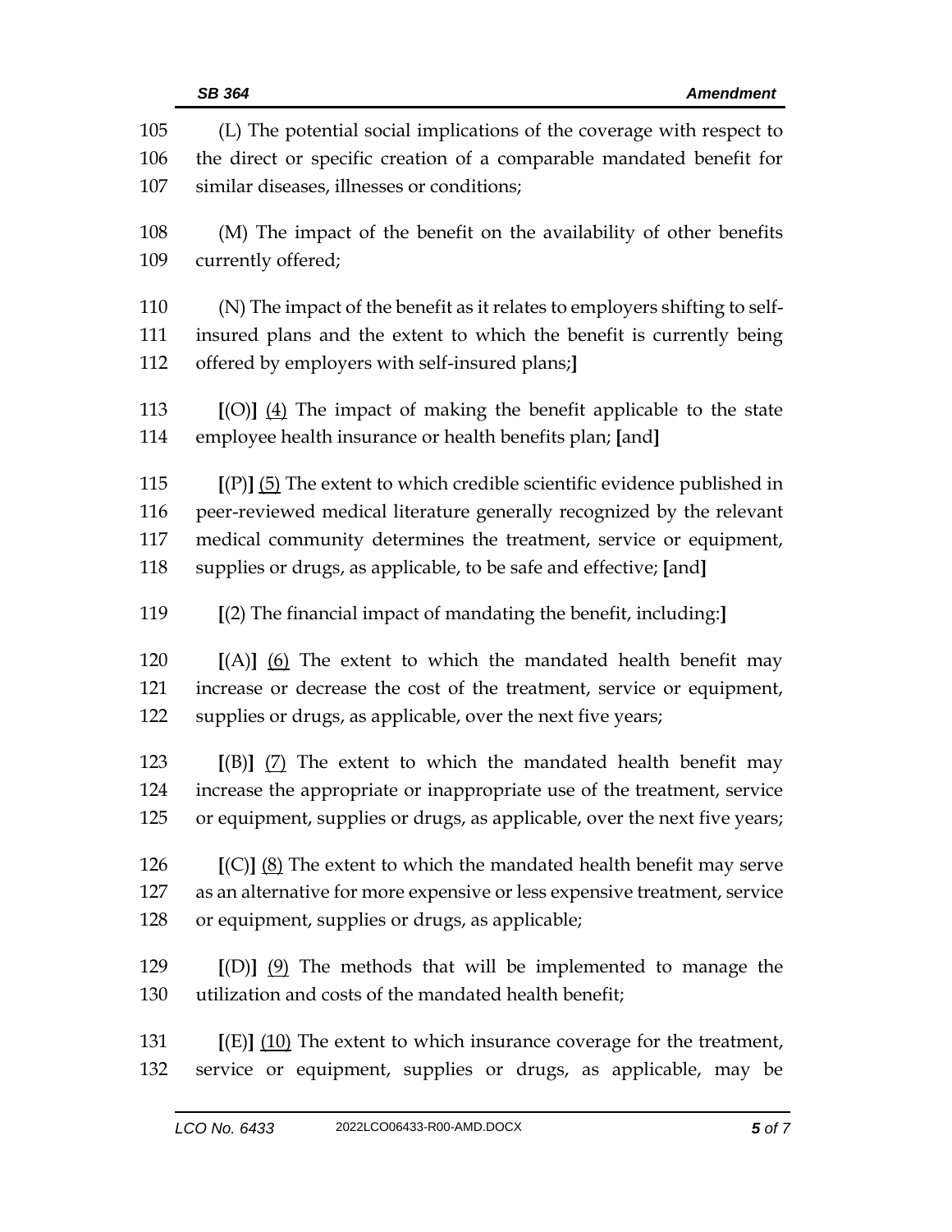(L) The potential social implications of the coverage with respect to the direct or specific creation of a comparable mandated benefit for similar diseases, illnesses or conditions;

(M) The impact of the benefit on the availability of other benefits currently offered;

(N) The impact of the benefit as it relates to employers shifting to self-insured plans and the extent to which the benefit is currently being offered by employers with self-insured plans;**]**

**[**(O)**]** (4) The impact of making the benefit applicable to the state employee health insurance or health benefits plan; **[**and**]**

**[**(P)**]** (5) The extent to which credible scientific evidence published in peer-reviewed medical literature generally recognized by the relevant medical community determines the treatment, service or equipment, supplies or drugs, as applicable, to be safe and effective; **[**and**]**

**[**(2) The financial impact of mandating the benefit, including:**]**

**[**(A)**]** (6) The extent to which the mandated health benefit may increase or decrease the cost of the treatment, service or equipment, supplies or drugs, as applicable, over the next five years;

**[**(B)**]** (7) The extent to which the mandated health benefit may increase the appropriate or inappropriate use of the treatment, service or equipment, supplies or drugs, as applicable, over the next five years;

**[**(C)**]** (8) The extent to which the mandated health benefit may serve as an alternative for more expensive or less expensive treatment, service or equipment, supplies or drugs, as applicable;

**[**(D)**]** (9) The methods that will be implemented to manage the utilization and costs of the mandated health benefit;

**[**(E)**]** (10) The extent to which insurance coverage for the treatment, service or equipment, supplies or drugs, as applicable, may be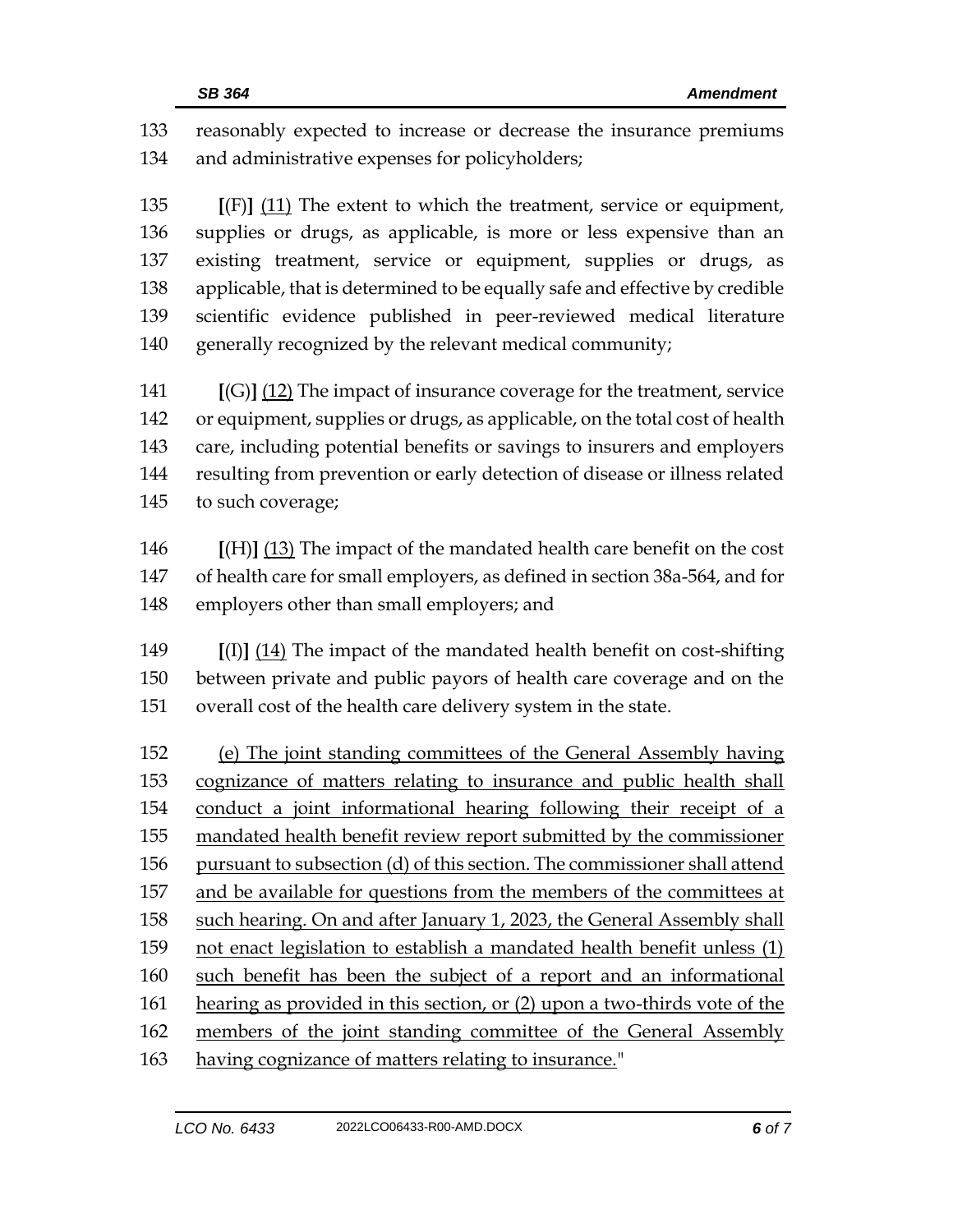133 reasonably expected to increase or decrease the insurance premiums
134 and administrative expenses for policyholders;

135 **[**(F)**]** <u>(11)</u> The extent to which the treatment, service or equipment,
136 supplies or drugs, as applicable, is more or less expensive than an
137 existing treatment, service or equipment, supplies or drugs, as
138 applicable, that is determined to be equally safe and effective by credible
139 scientific evidence published in peer-reviewed medical literature
140 generally recognized by the relevant medical community;

141 **[**(G)**]** <u>(12)</u> The impact of insurance coverage for the treatment, service
142 or equipment, supplies or drugs, as applicable, on the total cost of health
143 care, including potential benefits or savings to insurers and employers
144 resulting from prevention or early detection of disease or illness related
145 to such coverage;

146 **[**(H)**]** <u>(13)</u> The impact of the mandated health care benefit on the cost
147 of health care for small employers, as defined in section 38a-564, and for
148 employers other than small employers; and

149 **[**(I)**]** <u>(14)</u> The impact of the mandated health benefit on cost-shifting
150 between private and public payors of health care coverage and on the
151 overall cost of the health care delivery system in the state.

152 <u>(e) The joint standing committees of the General Assembly having</u>
153 <u>cognizance of matters relating to insurance and public health shall</u>
154 <u>conduct a joint informational hearing following their receipt of a</u>
155 <u>mandated health benefit review report submitted by the commissioner</u>
156 <u>pursuant to subsection (d) of this section. The commissioner shall attend</u>
157 <u>and be available for questions from the members of the committees at</u>
158 <u>such hearing. On and after January 1, 2023, the General Assembly shall</u>
159 <u>not enact legislation to establish a mandated health benefit unless (1)</u>
160 <u>such benefit has been the subject of a report and an informational</u>
161 <u>hearing as provided in this section, or (2) upon a two-thirds vote of the</u>
162 <u>members of the joint standing committee of the General Assembly</u>
163 <u>having cognizance of matters relating to insurance.</u>"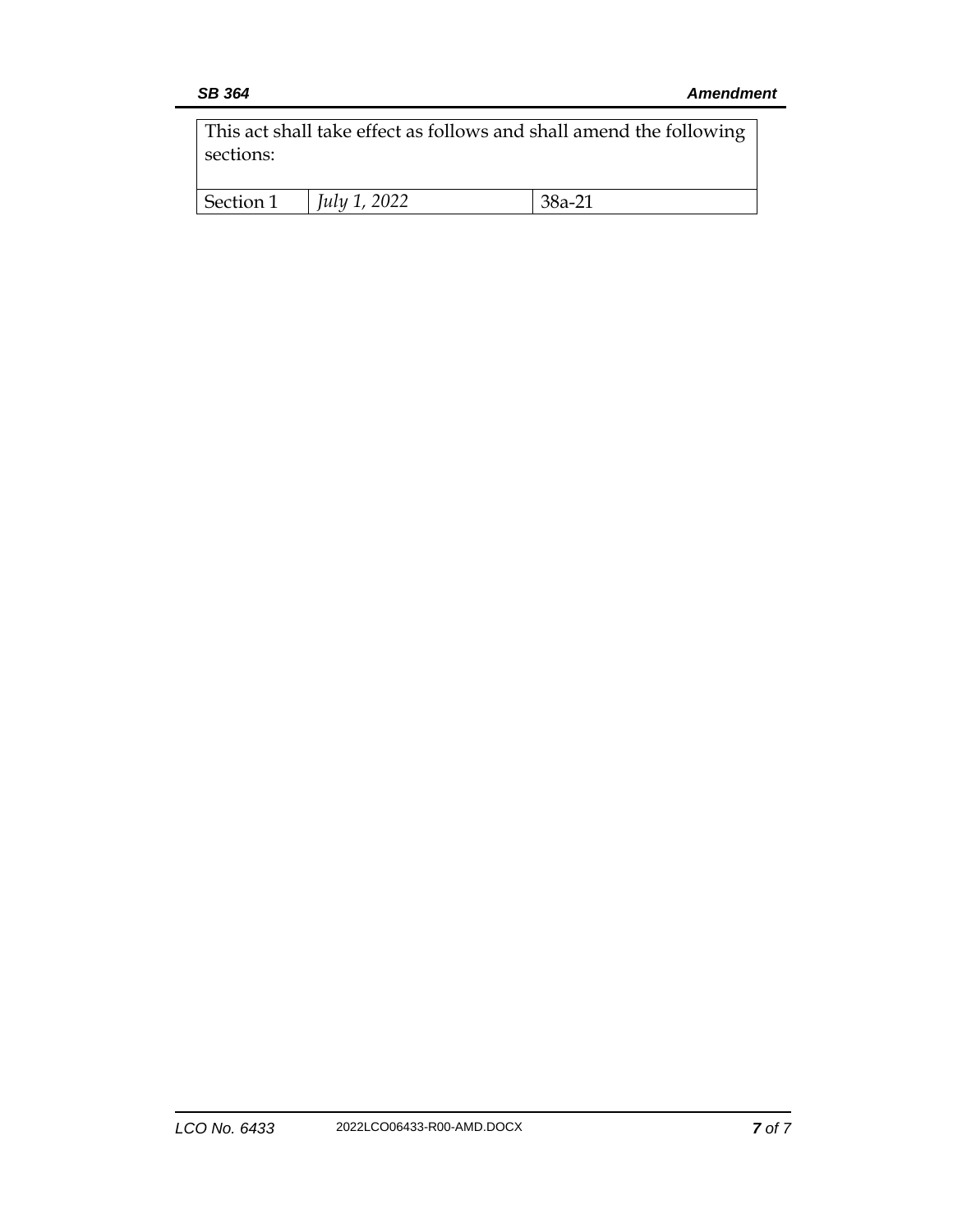| This act shall take effect as follows and shall amend the following sections: | | |
|---|---|---|
| Section 1 | *July 1, 2022* | 38a-21 |